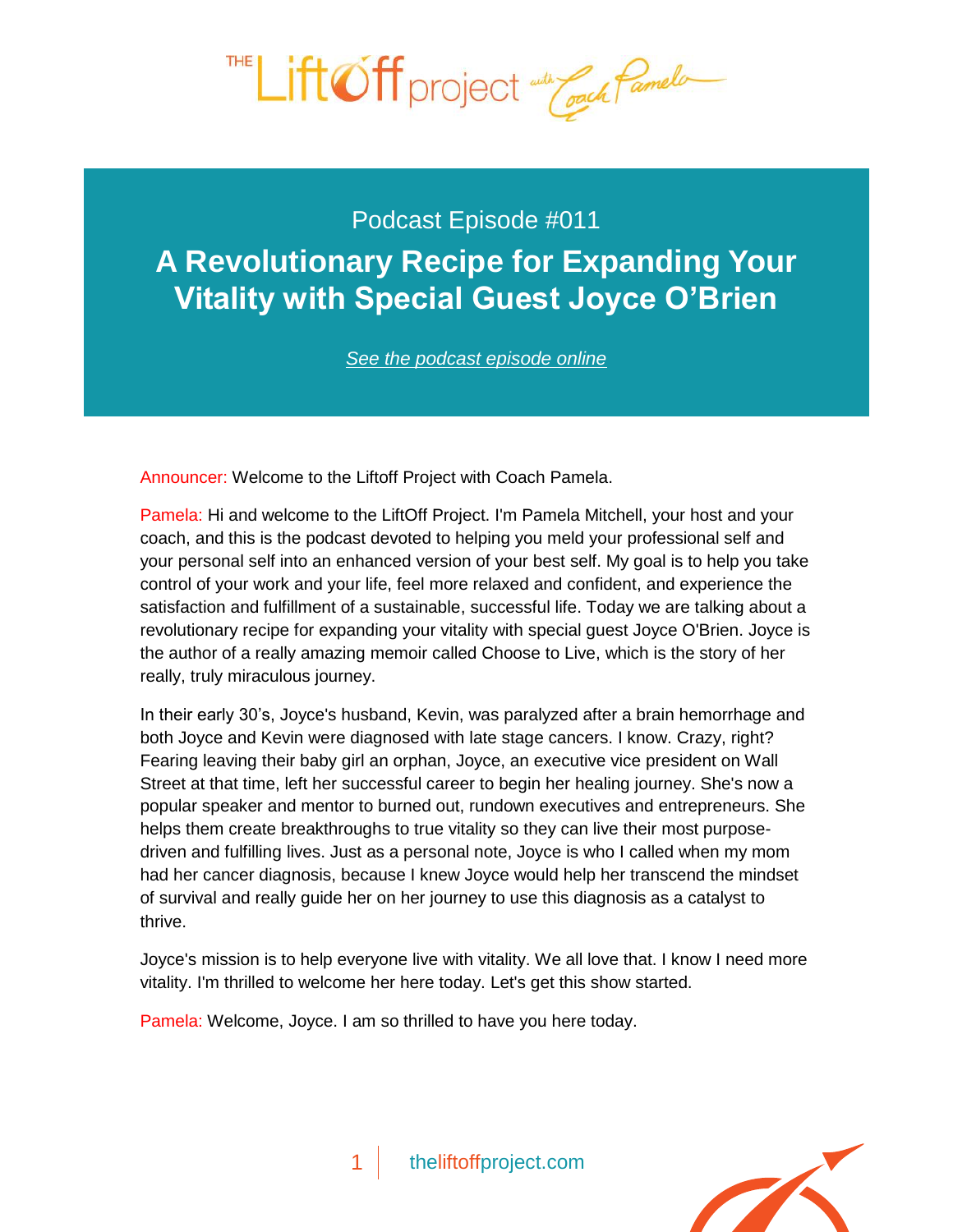Podcast Episode #011

# A Revolutionary Recipe for Expanding Your Vitality with Special Guest Joyce O'Brien

*See the podcast episode online*

Announcer: Welcome to the Liftoff Project with Coach Pamela.

Pamela: Hi and welcome to the LiftOff Project. I'm Pamela Mitchell, your host and your coach, and this is the podcast devoted to helping you meld your professional self and your personal self into an enhanced version of your best self. My goal is to help you take control of your work and your life, feel more relaxed and confident, and experience the satisfaction and fulfillment of a sustainable, successful life. Today we are talking about a revolutionary recipe for expanding your vitality with special guest Joyce O'Brien. Joyce is the author of a really amazing memoir called Choose to Live, which is the story of her really, truly miraculous journey.

In their early 30's, Joyce's husband, Kevin, was paralyzed after a brain hemorrhage and both Joyce and Kevin were diagnosed with late stage cancers. I know. Crazy, right? Fearing leaving their baby girl an orphan, Joyce, an executive vice president on Wall Street at that time, left her successful career to begin her healing journey. She's now a popular speaker and mentor to burned out, rundown executives and entrepreneurs. She helps them create breakthroughs to true vitality so they can live their most purpose-driven and fulfilling lives. Just as a personal note, Joyce is who I called when my mom had her cancer diagnosis, because I knew Joyce would help her transcend the mindset of survival and really guide her on her journey to use this diagnosis as a catalyst to thrive.

Joyce's mission is to help everyone live with vitality. We all love that. I know I need more vitality. I'm thrilled to welcome her here today. Let's get this show started.

Pamela: Welcome, Joyce. I am so thrilled to have you here today.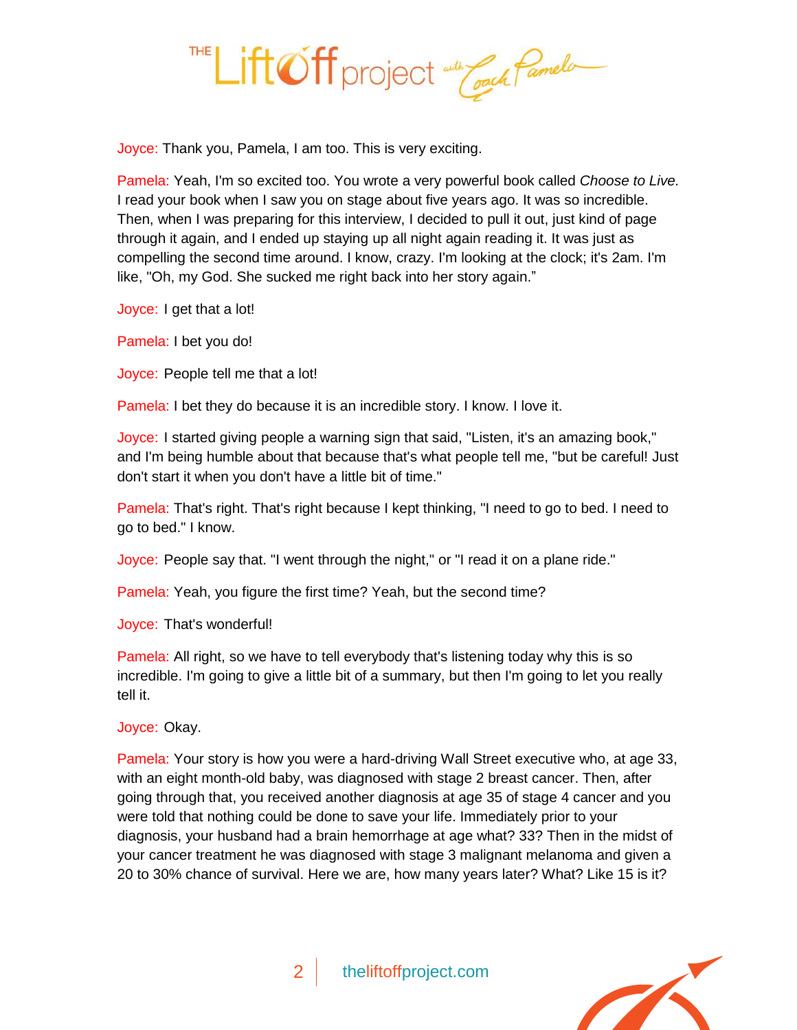Joyce: Thank you, Pamela, I am too. This is very exciting.

Pamela: Yeah, I'm so excited too. You wrote a very powerful book called *Choose to Live.* I read your book when I saw you on stage about five years ago. It was so incredible. Then, when I was preparing for this interview, I decided to pull it out, just kind of page through it again, and I ended up staying up all night again reading it. It was just as compelling the second time around. I know, crazy. I'm looking at the clock; it's 2am. I'm like, "Oh, my God. She sucked me right back into her story again."

Joyce: I get that a lot!

Pamela: I bet you do!

Joyce: People tell me that a lot!

Pamela: I bet they do because it is an incredible story. I know. I love it.

Joyce: I started giving people a warning sign that said, "Listen, it's an amazing book," and I'm being humble about that because that's what people tell me, "but be careful! Just don't start it when you don't have a little bit of time."

Pamela: That's right. That's right because I kept thinking, "I need to go to bed. I need to go to bed." I know.

Joyce: People say that. "I went through the night," or "I read it on a plane ride."

Pamela: Yeah, you figure the first time? Yeah, but the second time?

Joyce: That's wonderful!

Pamela: All right, so we have to tell everybody that's listening today why this is so incredible. I'm going to give a little bit of a summary, but then I'm going to let you really tell it.

Joyce: Okay.

Pamela: Your story is how you were a hard-driving Wall Street executive who, at age 33, with an eight month-old baby, was diagnosed with stage 2 breast cancer. Then, after going through that, you received another diagnosis at age 35 of stage 4 cancer and you were told that nothing could be done to save your life. Immediately prior to your diagnosis, your husband had a brain hemorrhage at age what? 33? Then in the midst of your cancer treatment he was diagnosed with stage 3 malignant melanoma and given a 20 to 30% chance of survival. Here we are, how many years later? What? Like 15 is it?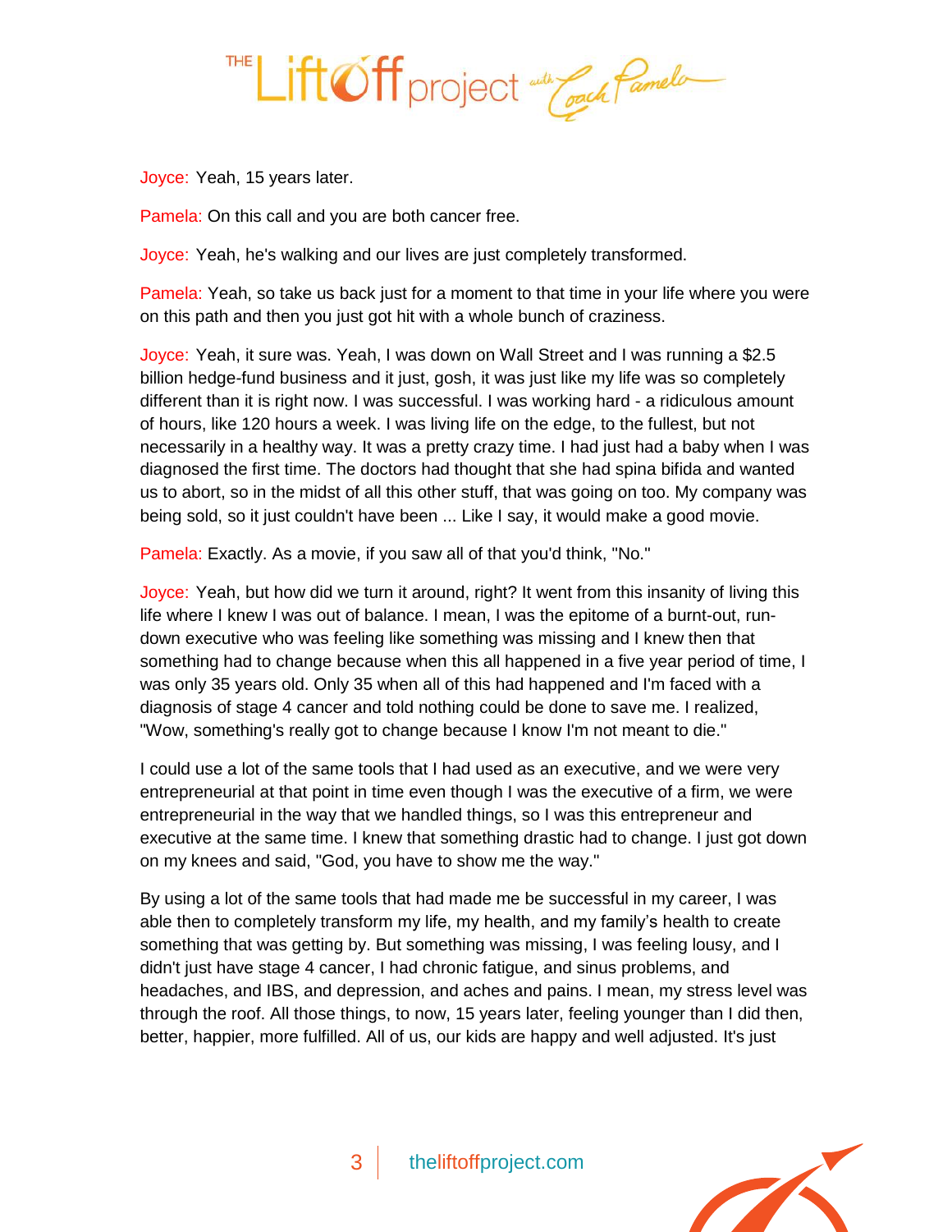Joyce: Yeah, 15 years later.

Pamela: On this call and you are both cancer free.

Joyce: Yeah, he's walking and our lives are just completely transformed.

Pamela: Yeah, so take us back just for a moment to that time in your life where you were on this path and then you just got hit with a whole bunch of craziness.

Joyce: Yeah, it sure was. Yeah, I was down on Wall Street and I was running a $2.5 billion hedge-fund business and it just, gosh, it was just like my life was so completely different than it is right now. I was successful. I was working hard - a ridiculous amount of hours, like 120 hours a week. I was living life on the edge, to the fullest, but not necessarily in a healthy way. It was a pretty crazy time. I had just had a baby when I was diagnosed the first time. The doctors had thought that she had spina bifida and wanted us to abort, so in the midst of all this other stuff, that was going on too. My company was being sold, so it just couldn't have been ... Like I say, it would make a good movie.

Pamela: Exactly. As a movie, if you saw all of that you'd think, "No."

Joyce: Yeah, but how did we turn it around, right? It went from this insanity of living this life where I knew I was out of balance. I mean, I was the epitome of a burnt-out, run-down executive who was feeling like something was missing and I knew then that something had to change because when this all happened in a five year period of time, I was only 35 years old. Only 35 when all of this had happened and I'm faced with a diagnosis of stage 4 cancer and told nothing could be done to save me. I realized, "Wow, something's really got to change because I know I'm not meant to die."

I could use a lot of the same tools that I had used as an executive, and we were very entrepreneurial at that point in time even though I was the executive of a firm, we were entrepreneurial in the way that we handled things, so I was this entrepreneur and executive at the same time. I knew that something drastic had to change. I just got down on my knees and said, "God, you have to show me the way."

By using a lot of the same tools that had made me be successful in my career, I was able then to completely transform my life, my health, and my family's health to create something that was getting by. But something was missing, I was feeling lousy, and I didn't just have stage 4 cancer, I had chronic fatigue, and sinus problems, and headaches, and IBS, and depression, and aches and pains. I mean, my stress level was through the roof. All those things, to now, 15 years later, feeling younger than I did then, better, happier, more fulfilled. All of us, our kids are happy and well adjusted. It's just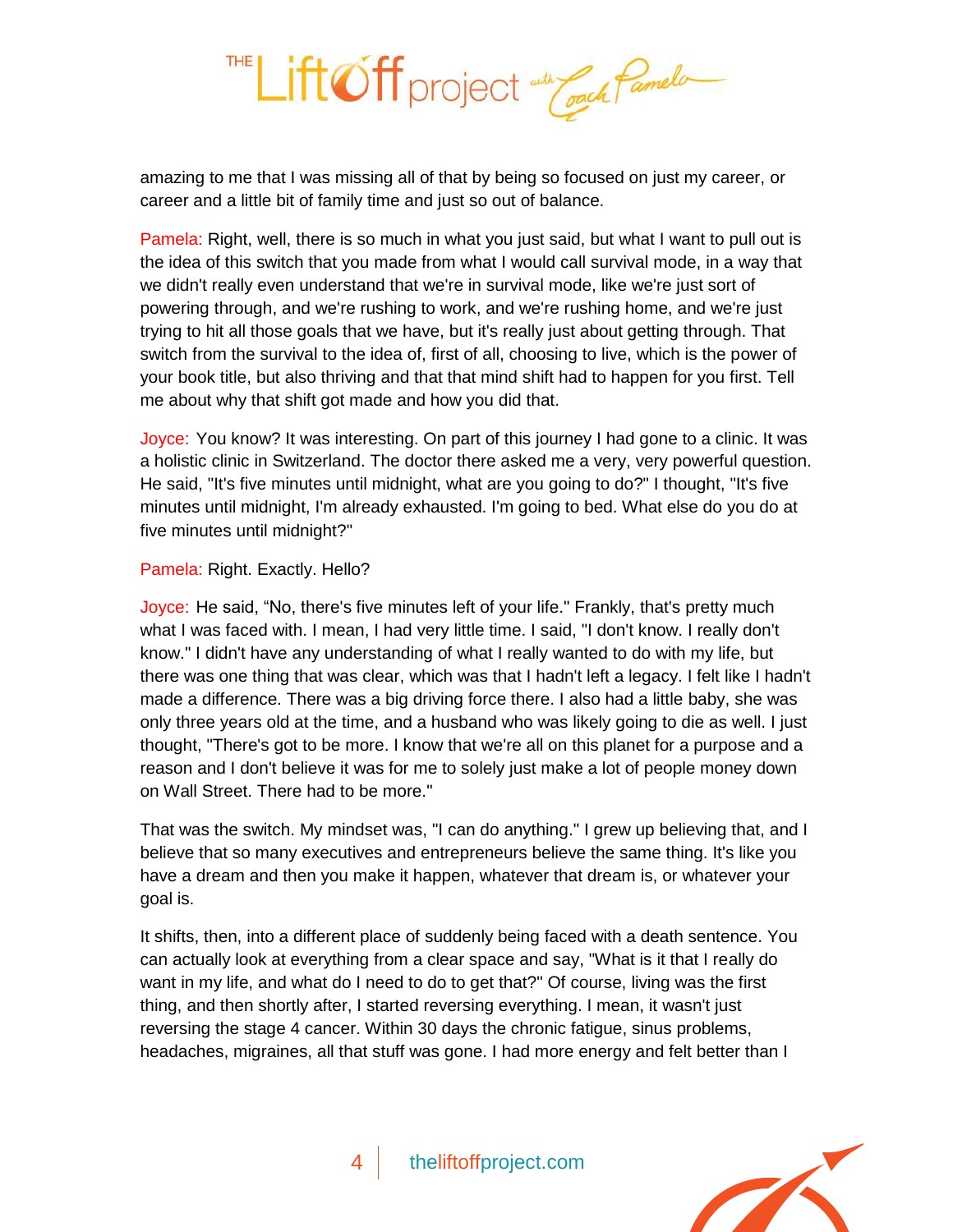amazing to me that I was missing all of that by being so focused on just my career, or career and a little bit of family time and just so out of balance.

Pamela: Right, well, there is so much in what you just said, but what I want to pull out is the idea of this switch that you made from what I would call survival mode, in a way that we didn't really even understand that we're in survival mode, like we're just sort of powering through, and we're rushing to work, and we're rushing home, and we're just trying to hit all those goals that we have, but it's really just about getting through. That switch from the survival to the idea of, first of all, choosing to live, which is the power of your book title, but also thriving and that that mind shift had to happen for you first. Tell me about why that shift got made and how you did that.

Joyce: You know? It was interesting. On part of this journey I had gone to a clinic. It was a holistic clinic in Switzerland. The doctor there asked me a very, very powerful question. He said, "It's five minutes until midnight, what are you going to do?" I thought, "It's five minutes until midnight, I'm already exhausted. I'm going to bed. What else do you do at five minutes until midnight?"

Pamela: Right. Exactly. Hello?

Joyce: He said, "No, there's five minutes left of your life." Frankly, that's pretty much what I was faced with. I mean, I had very little time. I said, "I don't know. I really don't know." I didn't have any understanding of what I really wanted to do with my life, but there was one thing that was clear, which was that I hadn't left a legacy. I felt like I hadn't made a difference. There was a big driving force there. I also had a little baby, she was only three years old at the time, and a husband who was likely going to die as well. I just thought, "There's got to be more. I know that we're all on this planet for a purpose and a reason and I don't believe it was for me to solely just make a lot of people money down on Wall Street. There had to be more."

That was the switch. My mindset was, "I can do anything." I grew up believing that, and I believe that so many executives and entrepreneurs believe the same thing. It's like you have a dream and then you make it happen, whatever that dream is, or whatever your goal is.

It shifts, then, into a different place of suddenly being faced with a death sentence. You can actually look at everything from a clear space and say, "What is it that I really do want in my life, and what do I need to do to get that?" Of course, living was the first thing, and then shortly after, I started reversing everything. I mean, it wasn't just reversing the stage 4 cancer. Within 30 days the chronic fatigue, sinus problems, headaches, migraines, all that stuff was gone. I had more energy and felt better than I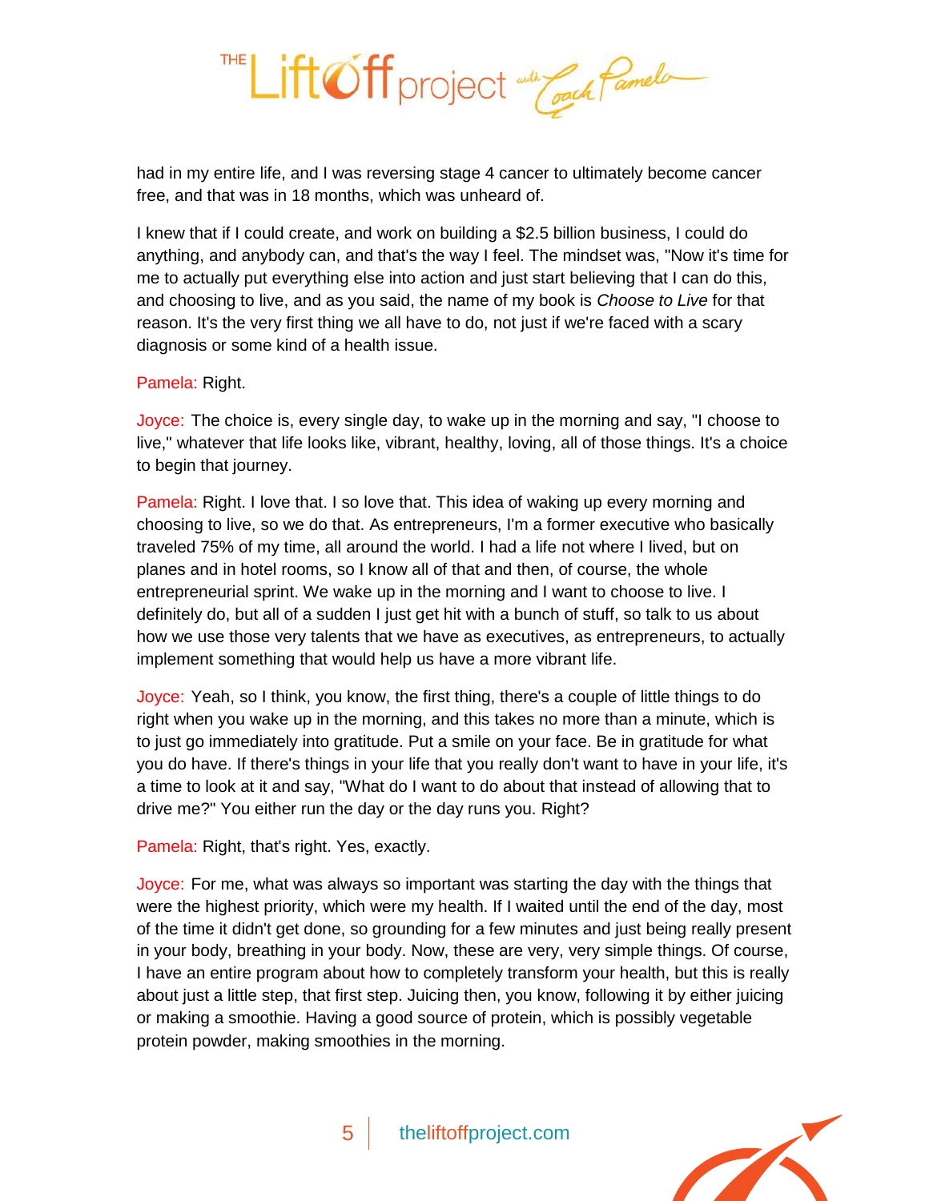had in my entire life, and I was reversing stage 4 cancer to ultimately become cancer free, and that was in 18 months, which was unheard of.

I knew that if I could create, and work on building a $2.5 billion business, I could do anything, and anybody can, and that's the way I feel. The mindset was, "Now it's time for me to actually put everything else into action and just start believing that I can do this, and choosing to live, and as you said, the name of my book is *Choose to Live* for that reason. It's the very first thing we all have to do, not just if we're faced with a scary diagnosis or some kind of a health issue.

Pamela: Right.

Joyce: The choice is, every single day, to wake up in the morning and say, "I choose to live," whatever that life looks like, vibrant, healthy, loving, all of those things. It's a choice to begin that journey.

Pamela: Right. I love that. I so love that. This idea of waking up every morning and choosing to live, so we do that. As entrepreneurs, I'm a former executive who basically traveled 75% of my time, all around the world. I had a life not where I lived, but on planes and in hotel rooms, so I know all of that and then, of course, the whole entrepreneurial sprint. We wake up in the morning and I want to choose to live. I definitely do, but all of a sudden I just get hit with a bunch of stuff, so talk to us about how we use those very talents that we have as executives, as entrepreneurs, to actually implement something that would help us have a more vibrant life.

Joyce: Yeah, so I think, you know, the first thing, there's a couple of little things to do right when you wake up in the morning, and this takes no more than a minute, which is to just go immediately into gratitude. Put a smile on your face. Be in gratitude for what you do have. If there's things in your life that you really don't want to have in your life, it's a time to look at it and say, "What do I want to do about that instead of allowing that to drive me?" You either run the day or the day runs you. Right?

Pamela: Right, that's right. Yes, exactly.

Joyce: For me, what was always so important was starting the day with the things that were the highest priority, which were my health. If I waited until the end of the day, most of the time it didn't get done, so grounding for a few minutes and just being really present in your body, breathing in your body. Now, these are very, very simple things. Of course, I have an entire program about how to completely transform your health, but this is really about just a little step, that first step. Juicing then, you know, following it by either juicing or making a smoothie. Having a good source of protein, which is possibly vegetable protein powder, making smoothies in the morning.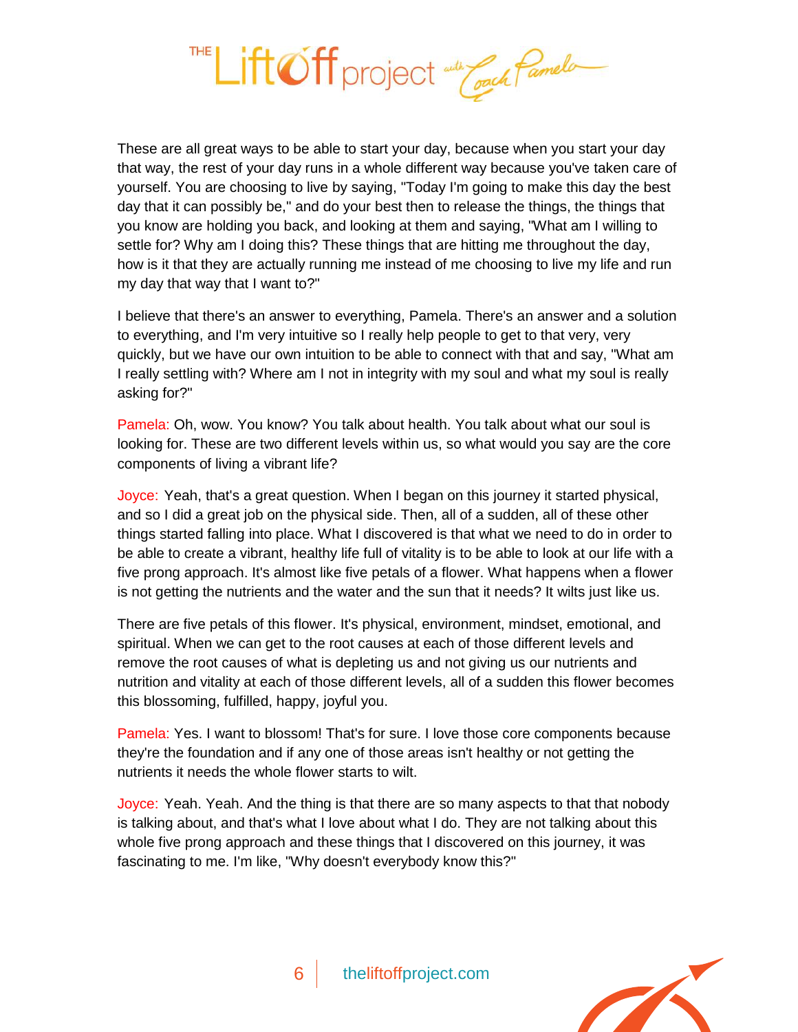These are all great ways to be able to start your day, because when you start your day that way, the rest of your day runs in a whole different way because you've taken care of yourself. You are choosing to live by saying, "Today I'm going to make this day the best day that it can possibly be," and do your best then to release the things, the things that you know are holding you back, and looking at them and saying, "What am I willing to settle for? Why am I doing this? These things that are hitting me throughout the day, how is it that they are actually running me instead of me choosing to live my life and run my day that way that I want to?"

I believe that there's an answer to everything, Pamela. There's an answer and a solution to everything, and I'm very intuitive so I really help people to get to that very, very quickly, but we have our own intuition to be able to connect with that and say, "What am I really settling with? Where am I not in integrity with my soul and what my soul is really asking for?"

Pamela: Oh, wow. You know? You talk about health. You talk about what our soul is looking for. These are two different levels within us, so what would you say are the core components of living a vibrant life?

Joyce: Yeah, that's a great question. When I began on this journey it started physical, and so I did a great job on the physical side. Then, all of a sudden, all of these other things started falling into place. What I discovered is that what we need to do in order to be able to create a vibrant, healthy life full of vitality is to be able to look at our life with a five prong approach. It's almost like five petals of a flower. What happens when a flower is not getting the nutrients and the water and the sun that it needs? It wilts just like us.

There are five petals of this flower. It's physical, environment, mindset, emotional, and spiritual. When we can get to the root causes at each of those different levels and remove the root causes of what is depleting us and not giving us our nutrients and nutrition and vitality at each of those different levels, all of a sudden this flower becomes this blossoming, fulfilled, happy, joyful you.

Pamela: Yes. I want to blossom! That's for sure. I love those core components because they're the foundation and if any one of those areas isn't healthy or not getting the nutrients it needs the whole flower starts to wilt.

Joyce: Yeah. Yeah. And the thing is that there are so many aspects to that that nobody is talking about, and that's what I love about what I do. They are not talking about this whole five prong approach and these things that I discovered on this journey, it was fascinating to me. I'm like, "Why doesn't everybody know this?"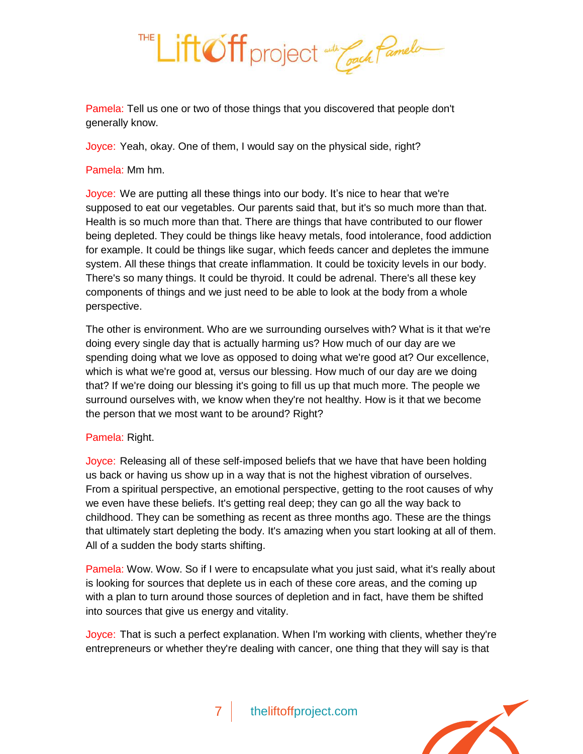Pamela: Tell us one or two of those things that you discovered that people don't generally know.

Joyce: Yeah, okay. One of them, I would say on the physical side, right?

Pamela: Mm hm.

Joyce: We are putting all these things into our body. It's nice to hear that we're supposed to eat our vegetables. Our parents said that, but it's so much more than that. Health is so much more than that. There are things that have contributed to our flower being depleted. They could be things like heavy metals, food intolerance, food addiction for example. It could be things like sugar, which feeds cancer and depletes the immune system. All these things that create inflammation. It could be toxicity levels in our body. There's so many things. It could be thyroid. It could be adrenal. There's all these key components of things and we just need to be able to look at the body from a whole perspective.

The other is environment. Who are we surrounding ourselves with? What is it that we're doing every single day that is actually harming us? How much of our day are we spending doing what we love as opposed to doing what we're good at? Our excellence, which is what we're good at, versus our blessing. How much of our day are we doing that? If we're doing our blessing it's going to fill us up that much more. The people we surround ourselves with, we know when they're not healthy. How is it that we become the person that we most want to be around? Right?

Pamela: Right.

Joyce: Releasing all of these self-imposed beliefs that we have that have been holding us back or having us show up in a way that is not the highest vibration of ourselves. From a spiritual perspective, an emotional perspective, getting to the root causes of why we even have these beliefs. It's getting real deep; they can go all the way back to childhood. They can be something as recent as three months ago. These are the things that ultimately start depleting the body. It's amazing when you start looking at all of them. All of a sudden the body starts shifting.

Pamela: Wow. Wow. So if I were to encapsulate what you just said, what it's really about is looking for sources that deplete us in each of these core areas, and the coming up with a plan to turn around those sources of depletion and in fact, have them be shifted into sources that give us energy and vitality.

Joyce: That is such a perfect explanation. When I'm working with clients, whether they're entrepreneurs or whether they're dealing with cancer, one thing that they will say is that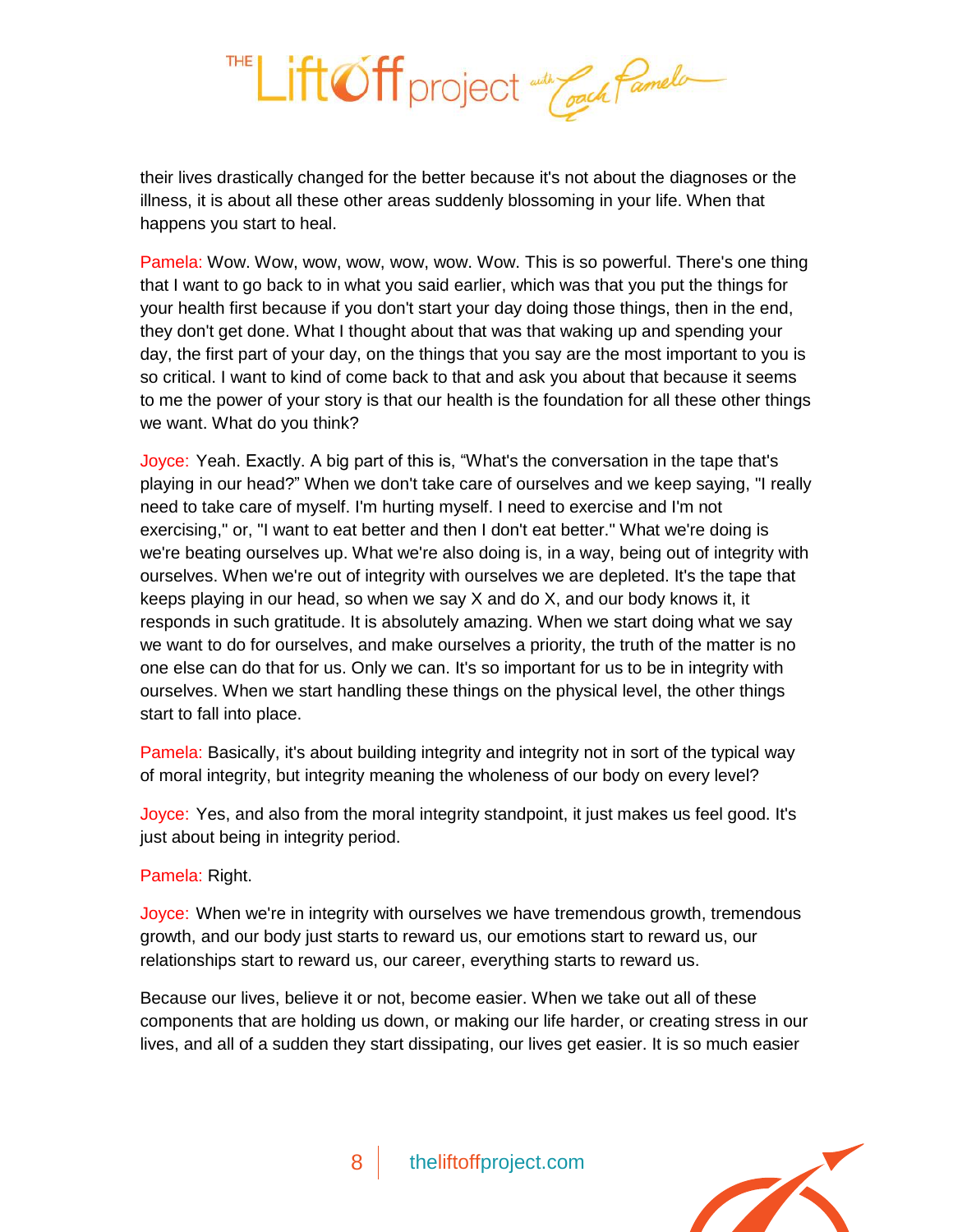their lives drastically changed for the better because it's not about the diagnoses or the illness, it is about all these other areas suddenly blossoming in your life. When that happens you start to heal.

Pamela: Wow. Wow, wow, wow, wow, wow. Wow. This is so powerful. There's one thing that I want to go back to in what you said earlier, which was that you put the things for your health first because if you don't start your day doing those things, then in the end, they don't get done. What I thought about that was that waking up and spending your day, the first part of your day, on the things that you say are the most important to you is so critical. I want to kind of come back to that and ask you about that because it seems to me the power of your story is that our health is the foundation for all these other things we want. What do you think?

Joyce: Yeah. Exactly. A big part of this is, "What's the conversation in the tape that's playing in our head?" When we don't take care of ourselves and we keep saying, "I really need to take care of myself. I'm hurting myself. I need to exercise and I'm not exercising," or, "I want to eat better and then I don't eat better." What we're doing is we're beating ourselves up. What we're also doing is, in a way, being out of integrity with ourselves. When we're out of integrity with ourselves we are depleted. It's the tape that keeps playing in our head, so when we say X and do X, and our body knows it, it responds in such gratitude. It is absolutely amazing. When we start doing what we say we want to do for ourselves, and make ourselves a priority, the truth of the matter is no one else can do that for us. Only we can. It's so important for us to be in integrity with ourselves. When we start handling these things on the physical level, the other things start to fall into place.

Pamela: Basically, it's about building integrity and integrity not in sort of the typical way of moral integrity, but integrity meaning the wholeness of our body on every level?

Joyce: Yes, and also from the moral integrity standpoint, it just makes us feel good. It's just about being in integrity period.

Pamela: Right.

Joyce: When we're in integrity with ourselves we have tremendous growth, tremendous growth, and our body just starts to reward us, our emotions start to reward us, our relationships start to reward us, our career, everything starts to reward us.

Because our lives, believe it or not, become easier. When we take out all of these components that are holding us down, or making our life harder, or creating stress in our lives, and all of a sudden they start dissipating, our lives get easier. It is so much easier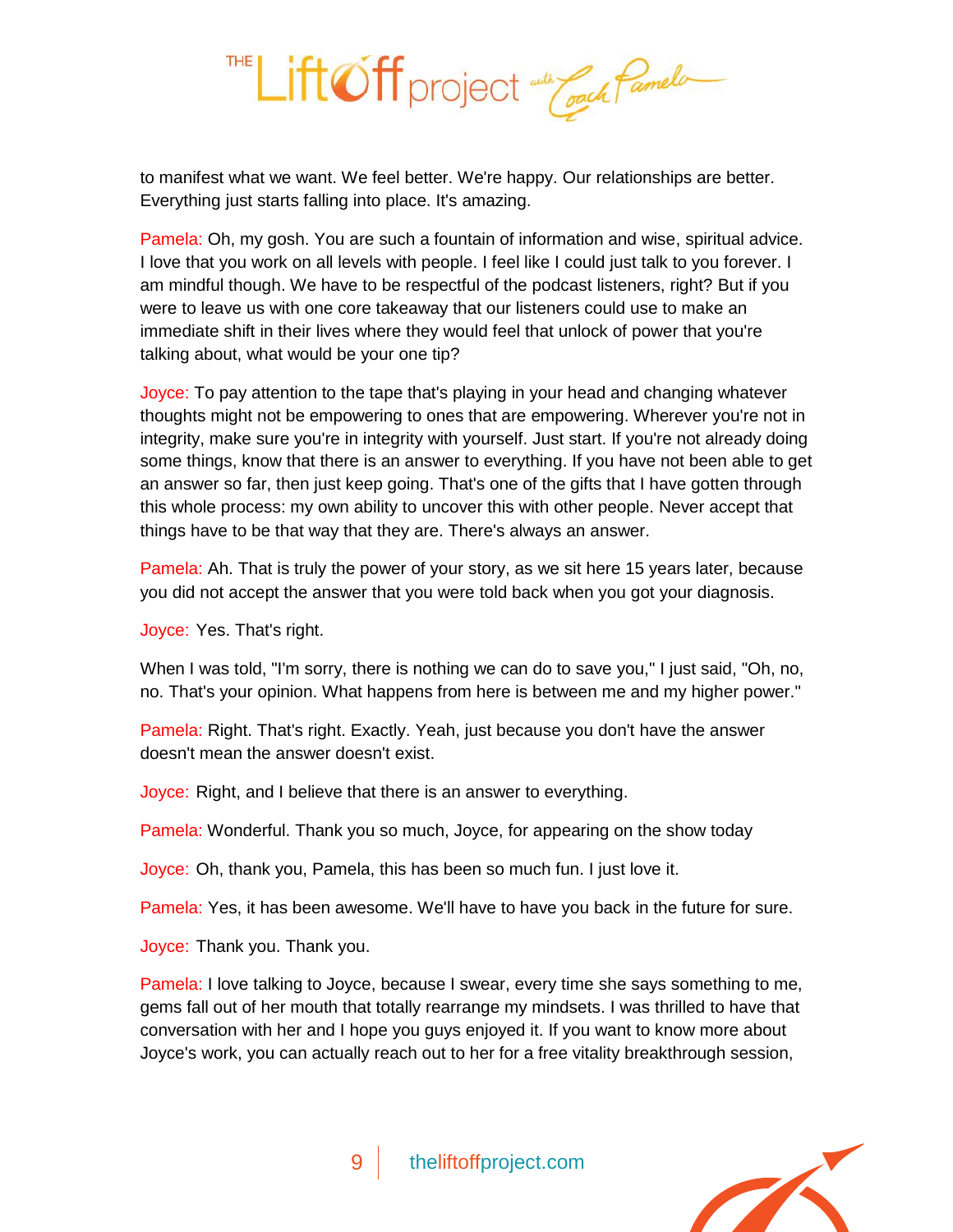to manifest what we want. We feel better. We're happy. Our relationships are better. Everything just starts falling into place. It's amazing.

Pamela: Oh, my gosh. You are such a fountain of information and wise, spiritual advice. I love that you work on all levels with people. I feel like I could just talk to you forever. I am mindful though. We have to be respectful of the podcast listeners, right? But if you were to leave us with one core takeaway that our listeners could use to make an immediate shift in their lives where they would feel that unlock of power that you're talking about, what would be your one tip?

Joyce: To pay attention to the tape that's playing in your head and changing whatever thoughts might not be empowering to ones that are empowering. Wherever you're not in integrity, make sure you're in integrity with yourself. Just start. If you're not already doing some things, know that there is an answer to everything. If you have not been able to get an answer so far, then just keep going. That's one of the gifts that I have gotten through this whole process: my own ability to uncover this with other people. Never accept that things have to be that way that they are. There's always an answer.

Pamela: Ah. That is truly the power of your story, as we sit here 15 years later, because you did not accept the answer that you were told back when you got your diagnosis.

Joyce: Yes. That's right.

When I was told, "I'm sorry, there is nothing we can do to save you," I just said, "Oh, no, no. That's your opinion. What happens from here is between me and my higher power."

Pamela: Right. That's right. Exactly. Yeah, just because you don't have the answer doesn't mean the answer doesn't exist.

Joyce: Right, and I believe that there is an answer to everything.

Pamela: Wonderful. Thank you so much, Joyce, for appearing on the show today

Joyce: Oh, thank you, Pamela, this has been so much fun. I just love it.

Pamela: Yes, it has been awesome. We'll have to have you back in the future for sure.

Joyce: Thank you. Thank you.

Pamela: I love talking to Joyce, because I swear, every time she says something to me, gems fall out of her mouth that totally rearrange my mindsets. I was thrilled to have that conversation with her and I hope you guys enjoyed it. If you want to know more about Joyce's work, you can actually reach out to her for a free vitality breakthrough session,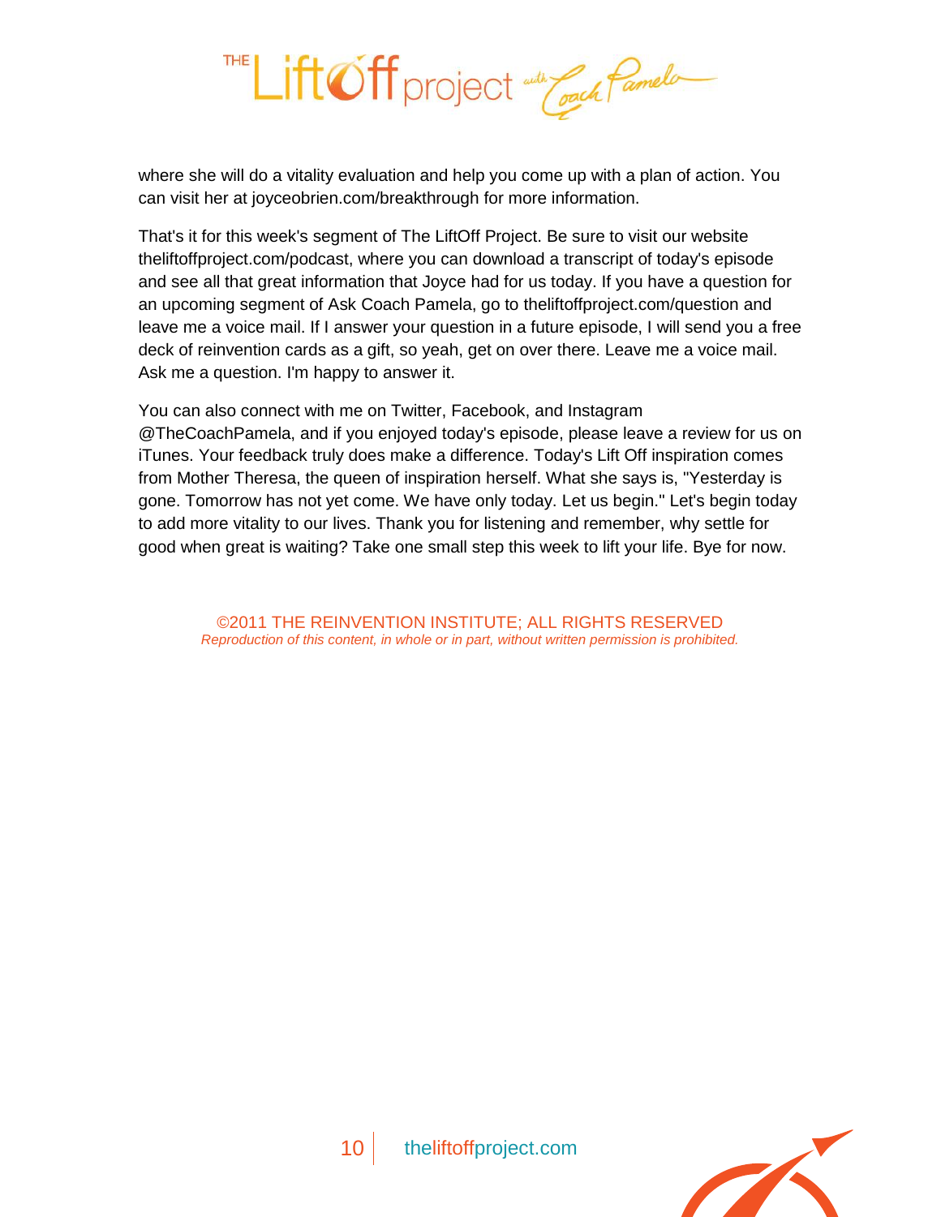where she will do a vitality evaluation and help you come up with a plan of action. You can visit her at joyceobrien.com/breakthrough for more information.

That's it for this week's segment of The LiftOff Project. Be sure to visit our website theliftoffproject.com/podcast, where you can download a transcript of today's episode and see all that great information that Joyce had for us today. If you have a question for an upcoming segment of Ask Coach Pamela, go to theliftoffproject.com/question and leave me a voice mail. If I answer your question in a future episode, I will send you a free deck of reinvention cards as a gift, so yeah, get on over there. Leave me a voice mail. Ask me a question. I'm happy to answer it.

You can also connect with me on Twitter, Facebook, and Instagram @TheCoachPamela, and if you enjoyed today's episode, please leave a review for us on iTunes. Your feedback truly does make a difference. Today's Lift Off inspiration comes from Mother Theresa, the queen of inspiration herself. What she says is, "Yesterday is gone. Tomorrow has not yet come. We have only today. Let us begin." Let's begin today to add more vitality to our lives. Thank you for listening and remember, why settle for good when great is waiting? Take one small step this week to lift your life. Bye for now.

©2011 THE REINVENTION INSTITUTE; ALL RIGHTS RESERVED

*Reproduction of this content, in whole or in part, without written permission is prohibited.*